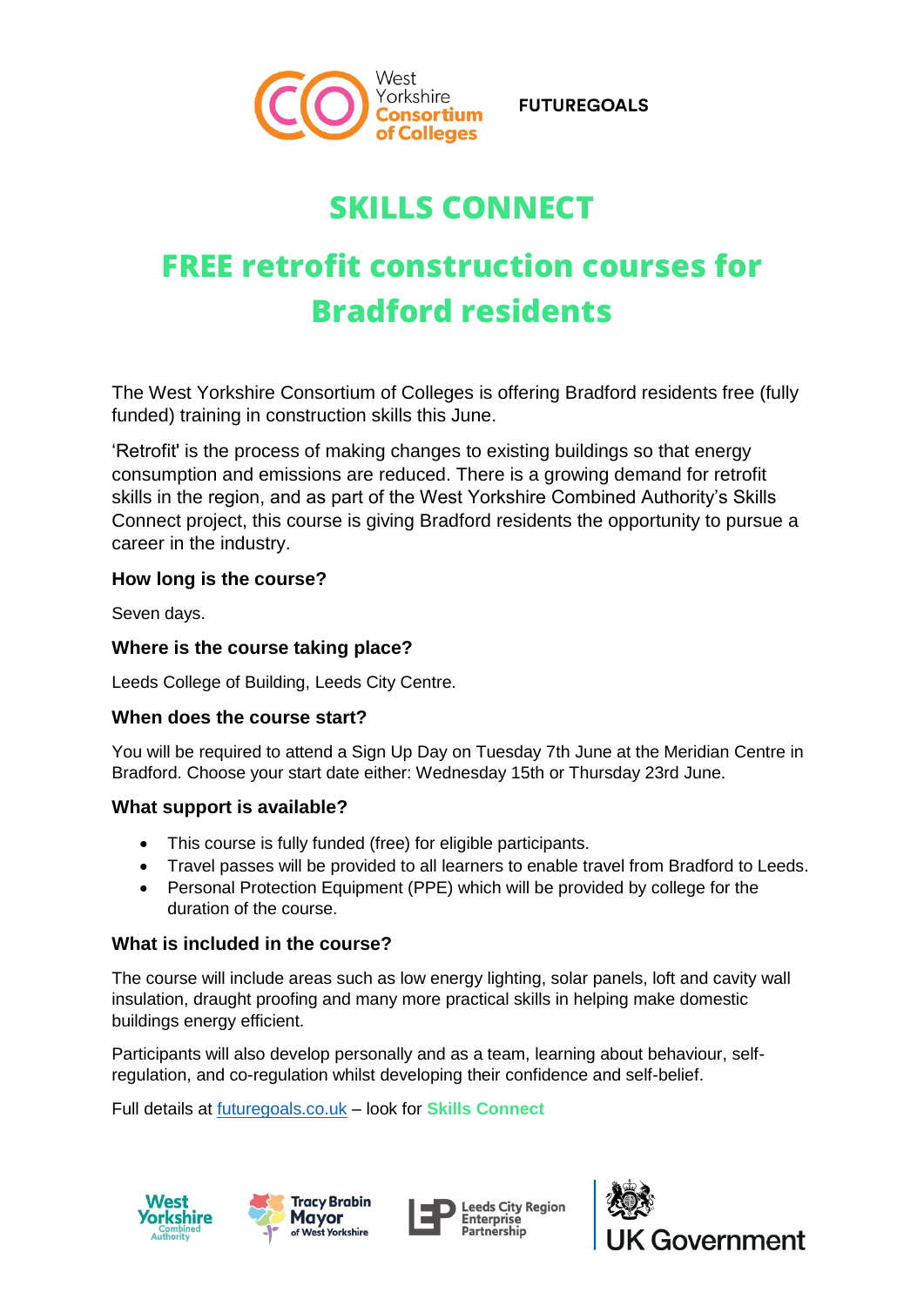West Yorkshire Consortium of Colleges

FUTUREGOALS

# SKILLS CONNECT

# FREE retrofit construction courses for Bradford residents

The West Yorkshire Consortium of Colleges is offering Bradford residents free (fully funded) training in construction skills this June.

'Retrofit' is the process of making changes to existing buildings so that energy consumption and emissions are reduced. There is a growing demand for retrofit skills in the region, and as part of the West Yorkshire Combined Authority's Skills Connect project, this course is giving Bradford residents the opportunity to pursue a career in the industry.

### How long is the course?

Seven days.

### Where is the course taking place?

Leeds College of Building, Leeds City Centre.

### When does the course start?

You will be required to attend a Sign Up Day on Tuesday 7th June at the Meridian Centre in Bradford. Choose your start date either: Wednesday 15th or Thursday 23rd June.

### What support is available?

- This course is fully funded (free) for eligible participants.
- Travel passes will be provided to all learners to enable travel from Bradford to Leeds.
- Personal Protection Equipment (PPE) which will be provided by college for the duration of the course.

### What is included in the course?

The course will include areas such as low energy lighting, solar panels, loft and cavity wall insulation, draught proofing and many more practical skills in helping make domestic buildings energy efficient.

Participants will also develop personally and as a team, learning about behaviour, self-regulation, and co-regulation whilst developing their confidence and self-belief.

Full details at [futuregoals.co.uk](futuregoals.co.uk) – look for **Skills Connect**

West Yorkshire Combined Authority | Tracy Brabin Mayor of West Yorkshire | Leeds City Region Enterprise Partnership | UK Government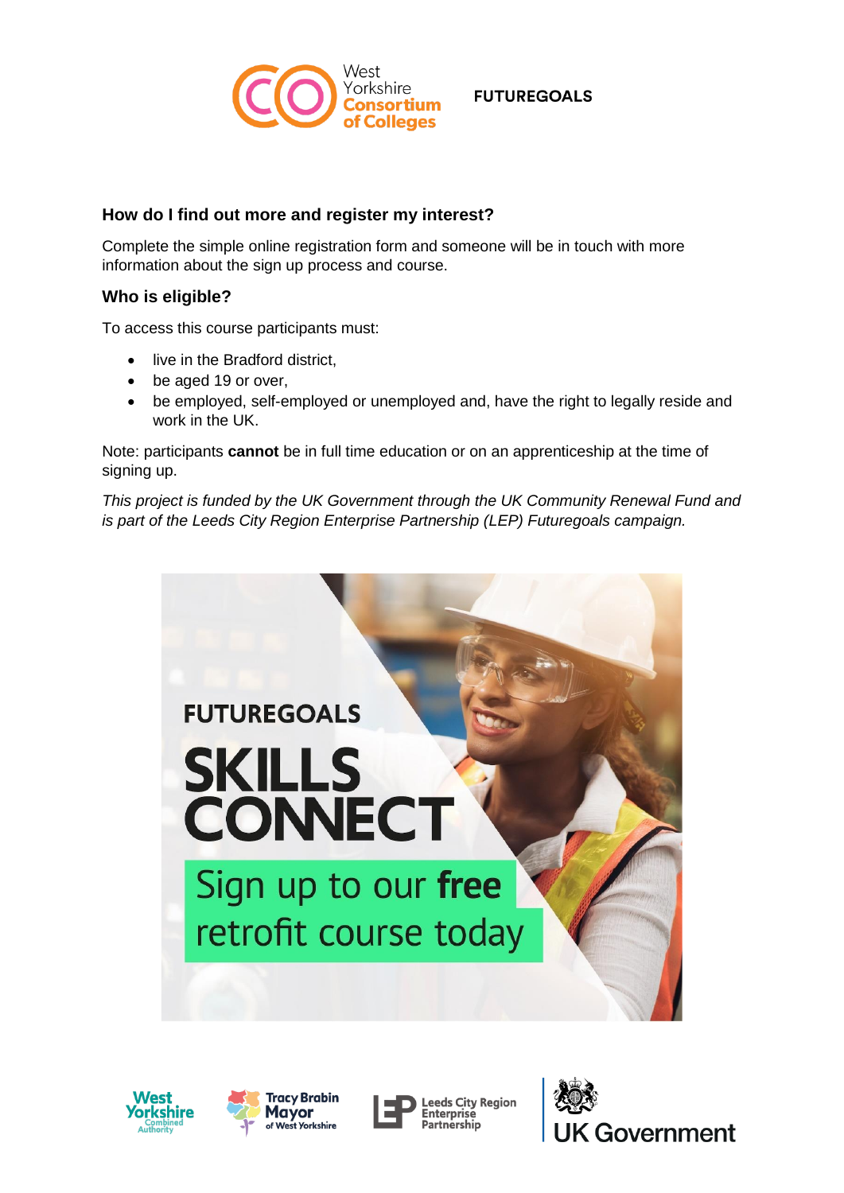## How do I find out more and register my interest?

Complete the simple online registration form and someone will be in touch with more information about the sign up process and course.

## Who is eligible?

To access this course participants must:

- live in the Bradford district,
- be aged 19 or over,
- be employed, self-employed or unemployed and, have the right to legally reside and work in the UK.

Note: participants **cannot** be in full time education or on an apprenticeship at the time of signing up.

*This project is funded by the UK Government through the UK Community Renewal Fund and is part of the Leeds City Region Enterprise Partnership (LEP) Futuregoals campaign.*

FUTUREGOALS

SKILLS CONNECT

Sign up to our **free** retrofit course today